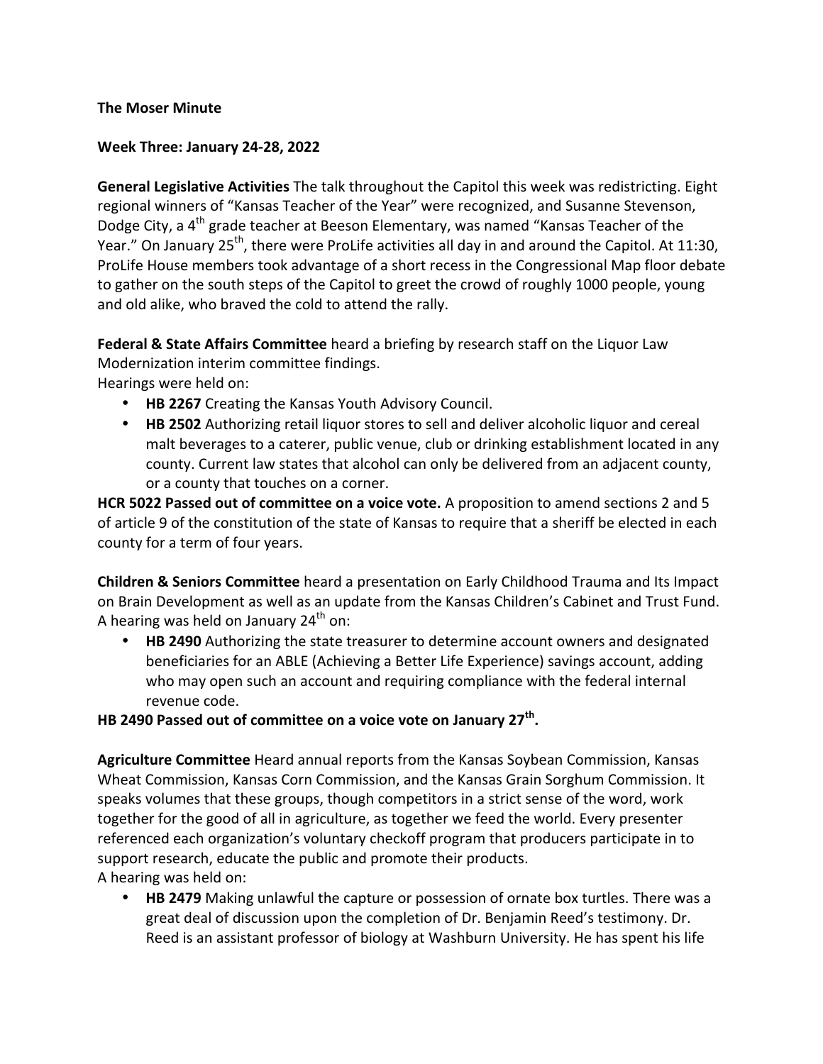**The Moser Minute**

**Week Three: January 24-28, 2022**

**General Legislative Activities** The talk throughout the Capitol this week was redistricting. Eight regional winners of "Kansas Teacher of the Year" were recognized, and Susanne Stevenson, Dodge City, a 4th grade teacher at Beeson Elementary, was named "Kansas Teacher of the Year." On January 25th, there were ProLife activities all day in and around the Capitol. At 11:30, ProLife House members took advantage of a short recess in the Congressional Map floor debate to gather on the south steps of the Capitol to greet the crowd of roughly 1000 people, young and old alike, who braved the cold to attend the rally.

**Federal & State Affairs Committee** heard a briefing by research staff on the Liquor Law Modernization interim committee findings.
Hearings were held on:

- **HB 2267** Creating the Kansas Youth Advisory Council.
- **HB 2502** Authorizing retail liquor stores to sell and deliver alcoholic liquor and cereal malt beverages to a caterer, public venue, club or drinking establishment located in any county. Current law states that alcohol can only be delivered from an adjacent county, or a county that touches on a corner.

**HCR 5022 Passed out of committee on a voice vote.** A proposition to amend sections 2 and 5 of article 9 of the constitution of the state of Kansas to require that a sheriff be elected in each county for a term of four years.

**Children & Seniors Committee** heard a presentation on Early Childhood Trauma and Its Impact on Brain Development as well as an update from the Kansas Children's Cabinet and Trust Fund. A hearing was held on January 24th on:

- **HB 2490** Authorizing the state treasurer to determine account owners and designated beneficiaries for an ABLE (Achieving a Better Life Experience) savings account, adding who may open such an account and requiring compliance with the federal internal revenue code.

**HB 2490 Passed out of committee on a voice vote on January 27th.**

**Agriculture Committee** Heard annual reports from the Kansas Soybean Commission, Kansas Wheat Commission, Kansas Corn Commission, and the Kansas Grain Sorghum Commission. It speaks volumes that these groups, though competitors in a strict sense of the word, work together for the good of all in agriculture, as together we feed the world. Every presenter referenced each organization's voluntary checkoff program that producers participate in to support research, educate the public and promote their products.
A hearing was held on:

- **HB 2479** Making unlawful the capture or possession of ornate box turtles. There was a great deal of discussion upon the completion of Dr. Benjamin Reed's testimony. Dr. Reed is an assistant professor of biology at Washburn University. He has spent his life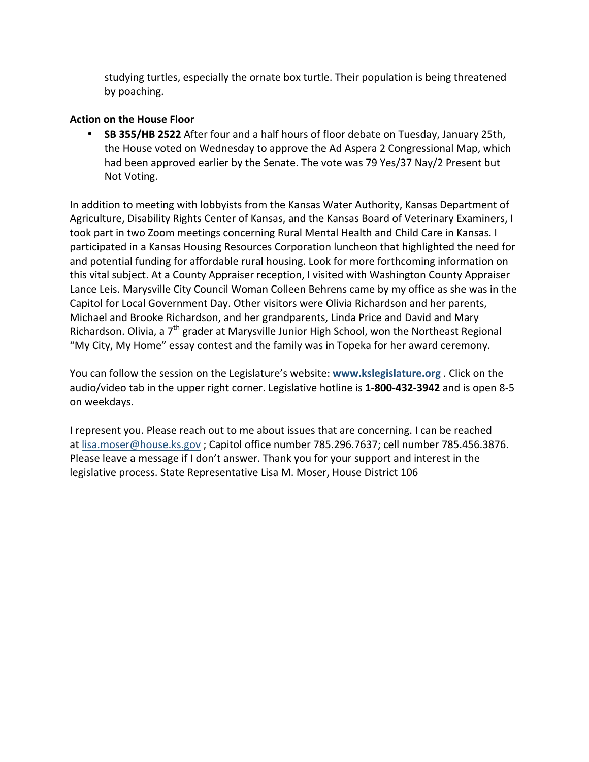studying turtles, especially the ornate box turtle. Their population is being threatened by poaching.

**Action on the House Floor**

- **SB 355/HB 2522** After four and a half hours of floor debate on Tuesday, January 25th, the House voted on Wednesday to approve the Ad Aspera 2 Congressional Map, which had been approved earlier by the Senate. The vote was 79 Yes/37 Nay/2 Present but Not Voting.

In addition to meeting with lobbyists from the Kansas Water Authority, Kansas Department of Agriculture, Disability Rights Center of Kansas, and the Kansas Board of Veterinary Examiners, I took part in two Zoom meetings concerning Rural Mental Health and Child Care in Kansas. I participated in a Kansas Housing Resources Corporation luncheon that highlighted the need for and potential funding for affordable rural housing. Look for more forthcoming information on this vital subject. At a County Appraiser reception, I visited with Washington County Appraiser Lance Leis. Marysville City Council Woman Colleen Behrens came by my office as she was in the Capitol for Local Government Day. Other visitors were Olivia Richardson and her parents, Michael and Brooke Richardson, and her grandparents, Linda Price and David and Mary Richardson. Olivia, a 7th grader at Marysville Junior High School, won the Northeast Regional "My City, My Home" essay contest and the family was in Topeka for her award ceremony.

You can follow the session on the Legislature's website: **www.kslegislature.org** . Click on the audio/video tab in the upper right corner. Legislative hotline is **1-800-432-3942** and is open 8-5 on weekdays.

I represent you. Please reach out to me about issues that are concerning. I can be reached at lisa.moser@house.ks.gov ; Capitol office number 785.296.7637; cell number 785.456.3876. Please leave a message if I don't answer. Thank you for your support and interest in the legislative process. State Representative Lisa M. Moser, House District 106